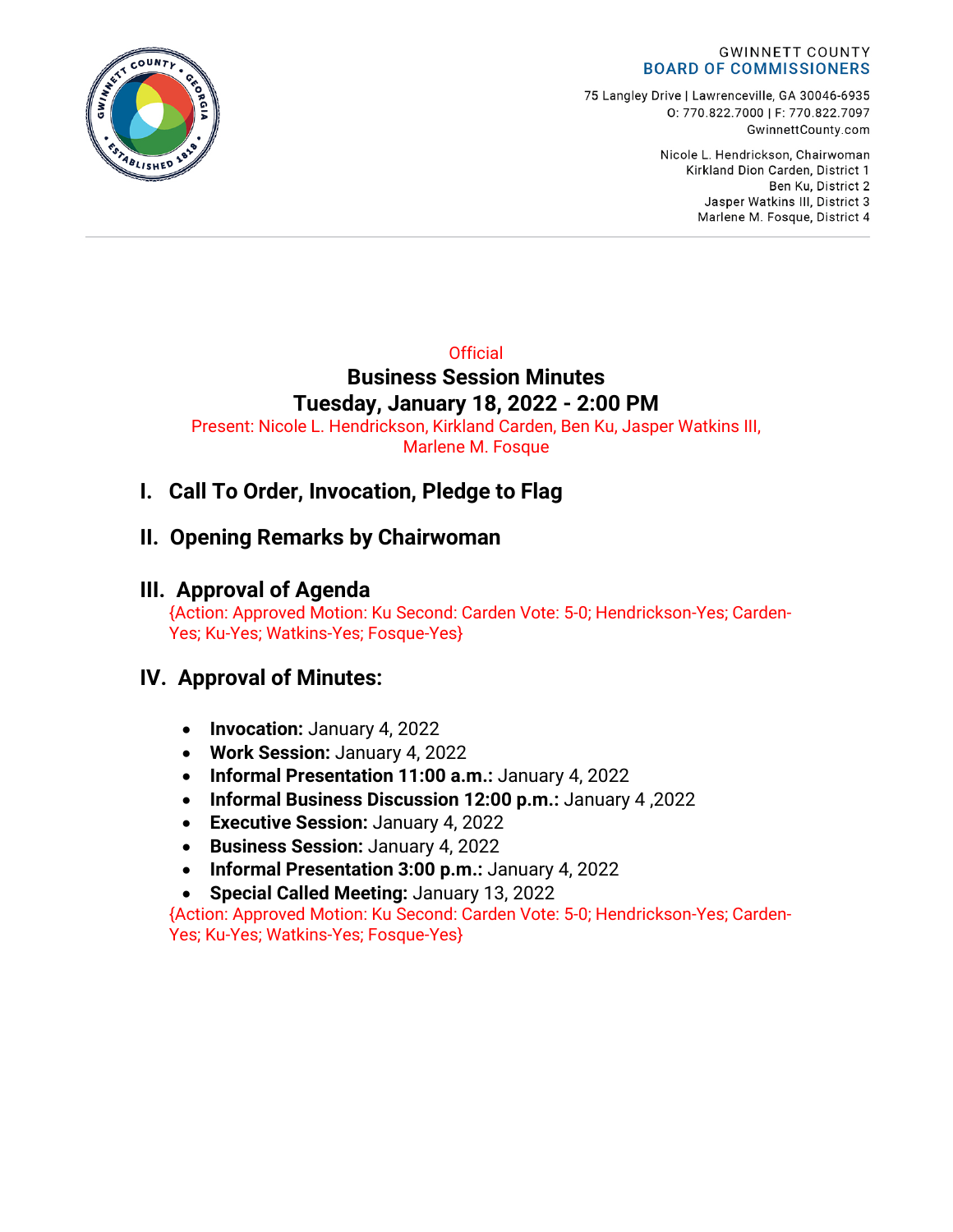GWINNETT COUNTY
BOARD OF COMMISSIONERS

75 Langley Drive | Lawrenceville, GA 30046-6935
O: 770.822.7000 | F: 770.822.7097
GwinnettCounty.com

Nicole L. Hendrickson, Chairwoman
Kirkland Dion Carden, District 1
Ben Ku, District 2
Jasper Watkins III, District 3
Marlene M. Fosque, District 4

Official

# Business Session Minutes
# Tuesday, January 18, 2022 - 2:00 PM

Present: Nicole L. Hendrickson, Kirkland Carden, Ben Ku, Jasper Watkins III, Marlene M. Fosque

## I. Call To Order, Invocation, Pledge to Flag

## II. Opening Remarks by Chairwoman

## III. Approval of Agenda

{Action: Approved Motion: Ku Second: Carden Vote: 5-0; Hendrickson-Yes; Carden-Yes; Ku-Yes; Watkins-Yes; Fosque-Yes}

## IV. Approval of Minutes:

- **Invocation:** January 4, 2022
- **Work Session:** January 4, 2022
- **Informal Presentation 11:00 a.m.:** January 4, 2022
- **Informal Business Discussion 12:00 p.m.:** January 4 ,2022
- **Executive Session:** January 4, 2022
- **Business Session:** January 4, 2022
- **Informal Presentation 3:00 p.m.:** January 4, 2022
- **Special Called Meeting:** January 13, 2022

{Action: Approved Motion: Ku Second: Carden Vote: 5-0; Hendrickson-Yes; Carden-Yes; Ku-Yes; Watkins-Yes; Fosque-Yes}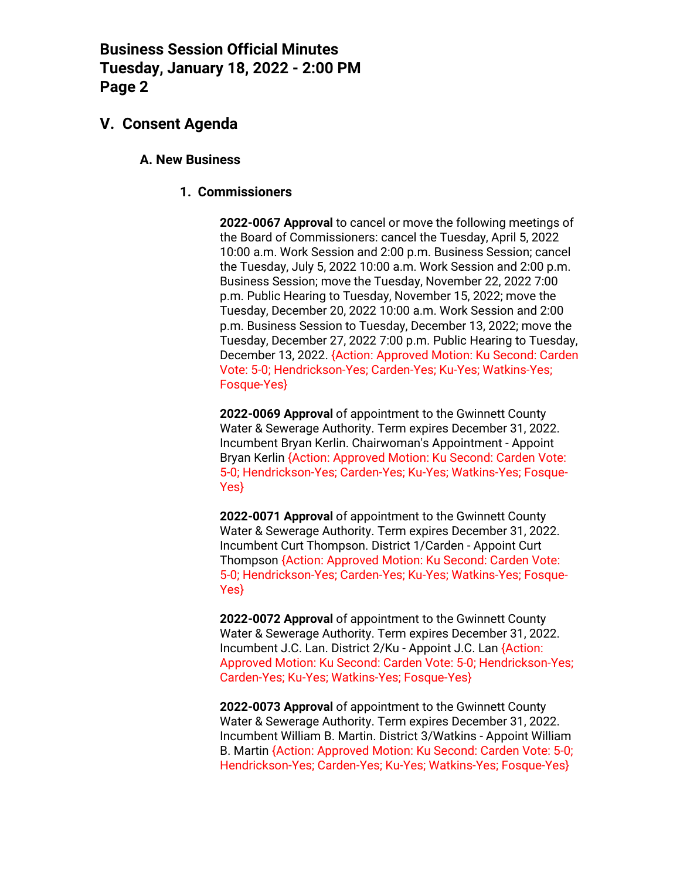## V. Consent Agenda

### A. New Business

#### 1. Commissioners

**2022-0067 Approval** to cancel or move the following meetings of the Board of Commissioners: cancel the Tuesday, April 5, 2022 10:00 a.m. Work Session and 2:00 p.m. Business Session; cancel the Tuesday, July 5, 2022 10:00 a.m. Work Session and 2:00 p.m. Business Session; move the Tuesday, November 22, 2022 7:00 p.m. Public Hearing to Tuesday, November 15, 2022; move the Tuesday, December 20, 2022 10:00 a.m. Work Session and 2:00 p.m. Business Session to Tuesday, December 13, 2022; move the Tuesday, December 27, 2022 7:00 p.m. Public Hearing to Tuesday, December 13, 2022. {Action: Approved Motion: Ku Second: Carden Vote: 5-0; Hendrickson-Yes; Carden-Yes; Ku-Yes; Watkins-Yes; Fosque-Yes}

**2022-0069 Approval** of appointment to the Gwinnett County Water & Sewerage Authority. Term expires December 31, 2022. Incumbent Bryan Kerlin. Chairwoman's Appointment - Appoint Bryan Kerlin {Action: Approved Motion: Ku Second: Carden Vote: 5-0; Hendrickson-Yes; Carden-Yes; Ku-Yes; Watkins-Yes; Fosque-Yes}

**2022-0071 Approval** of appointment to the Gwinnett County Water & Sewerage Authority. Term expires December 31, 2022. Incumbent Curt Thompson. District 1/Carden - Appoint Curt Thompson {Action: Approved Motion: Ku Second: Carden Vote: 5-0; Hendrickson-Yes; Carden-Yes; Ku-Yes; Watkins-Yes; Fosque-Yes}

**2022-0072 Approval** of appointment to the Gwinnett County Water & Sewerage Authority. Term expires December 31, 2022. Incumbent J.C. Lan. District 2/Ku - Appoint J.C. Lan {Action: Approved Motion: Ku Second: Carden Vote: 5-0; Hendrickson-Yes; Carden-Yes; Ku-Yes; Watkins-Yes; Fosque-Yes}

**2022-0073 Approval** of appointment to the Gwinnett County Water & Sewerage Authority. Term expires December 31, 2022. Incumbent William B. Martin. District 3/Watkins - Appoint William B. Martin {Action: Approved Motion: Ku Second: Carden Vote: 5-0; Hendrickson-Yes; Carden-Yes; Ku-Yes; Watkins-Yes; Fosque-Yes}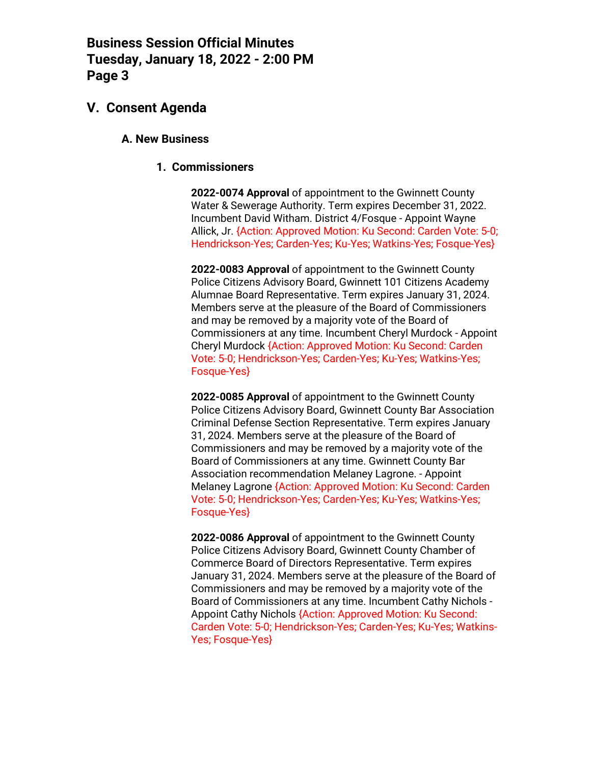## V. Consent Agenda

### A. New Business

#### 1. Commissioners

**2022-0074 Approval** of appointment to the Gwinnett County Water & Sewerage Authority. Term expires December 31, 2022. Incumbent David Witham. District 4/Fosque - Appoint Wayne Allick, Jr. {Action: Approved Motion: Ku Second: Carden Vote: 5-0; Hendrickson-Yes; Carden-Yes; Ku-Yes; Watkins-Yes; Fosque-Yes}

**2022-0083 Approval** of appointment to the Gwinnett County Police Citizens Advisory Board, Gwinnett 101 Citizens Academy Alumnae Board Representative. Term expires January 31, 2024. Members serve at the pleasure of the Board of Commissioners and may be removed by a majority vote of the Board of Commissioners at any time. Incumbent Cheryl Murdock - Appoint Cheryl Murdock {Action: Approved Motion: Ku Second: Carden Vote: 5-0; Hendrickson-Yes; Carden-Yes; Ku-Yes; Watkins-Yes; Fosque-Yes}

**2022-0085 Approval** of appointment to the Gwinnett County Police Citizens Advisory Board, Gwinnett County Bar Association Criminal Defense Section Representative. Term expires January 31, 2024. Members serve at the pleasure of the Board of Commissioners and may be removed by a majority vote of the Board of Commissioners at any time. Gwinnett County Bar Association recommendation Melaney Lagrone. - Appoint Melaney Lagrone {Action: Approved Motion: Ku Second: Carden Vote: 5-0; Hendrickson-Yes; Carden-Yes; Ku-Yes; Watkins-Yes; Fosque-Yes}

**2022-0086 Approval** of appointment to the Gwinnett County Police Citizens Advisory Board, Gwinnett County Chamber of Commerce Board of Directors Representative. Term expires January 31, 2024. Members serve at the pleasure of the Board of Commissioners and may be removed by a majority vote of the Board of Commissioners at any time. Incumbent Cathy Nichols - Appoint Cathy Nichols {Action: Approved Motion: Ku Second: Carden Vote: 5-0; Hendrickson-Yes; Carden-Yes; Ku-Yes; Watkins-Yes; Fosque-Yes}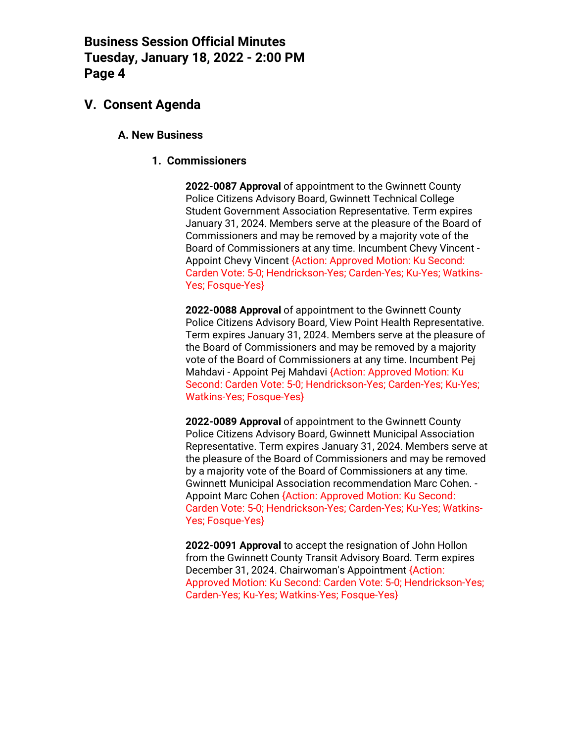## V. Consent Agenda

### A. New Business

#### 1. Commissioners

**2022-0087 Approval** of appointment to the Gwinnett County Police Citizens Advisory Board, Gwinnett Technical College Student Government Association Representative. Term expires January 31, 2024. Members serve at the pleasure of the Board of Commissioners and may be removed by a majority vote of the Board of Commissioners at any time. Incumbent Chevy Vincent - Appoint Chevy Vincent {Action: Approved Motion: Ku Second: Carden Vote: 5-0; Hendrickson-Yes; Carden-Yes; Ku-Yes; Watkins-Yes; Fosque-Yes}

**2022-0088 Approval** of appointment to the Gwinnett County Police Citizens Advisory Board, View Point Health Representative. Term expires January 31, 2024. Members serve at the pleasure of the Board of Commissioners and may be removed by a majority vote of the Board of Commissioners at any time. Incumbent Pej Mahdavi - Appoint Pej Mahdavi {Action: Approved Motion: Ku Second: Carden Vote: 5-0; Hendrickson-Yes; Carden-Yes; Ku-Yes; Watkins-Yes; Fosque-Yes}

**2022-0089 Approval** of appointment to the Gwinnett County Police Citizens Advisory Board, Gwinnett Municipal Association Representative. Term expires January 31, 2024. Members serve at the pleasure of the Board of Commissioners and may be removed by a majority vote of the Board of Commissioners at any time. Gwinnett Municipal Association recommendation Marc Cohen. - Appoint Marc Cohen {Action: Approved Motion: Ku Second: Carden Vote: 5-0; Hendrickson-Yes; Carden-Yes; Ku-Yes; Watkins-Yes; Fosque-Yes}

**2022-0091 Approval** to accept the resignation of John Hollon from the Gwinnett County Transit Advisory Board. Term expires December 31, 2024. Chairwoman's Appointment {Action: Approved Motion: Ku Second: Carden Vote: 5-0; Hendrickson-Yes; Carden-Yes; Ku-Yes; Watkins-Yes; Fosque-Yes}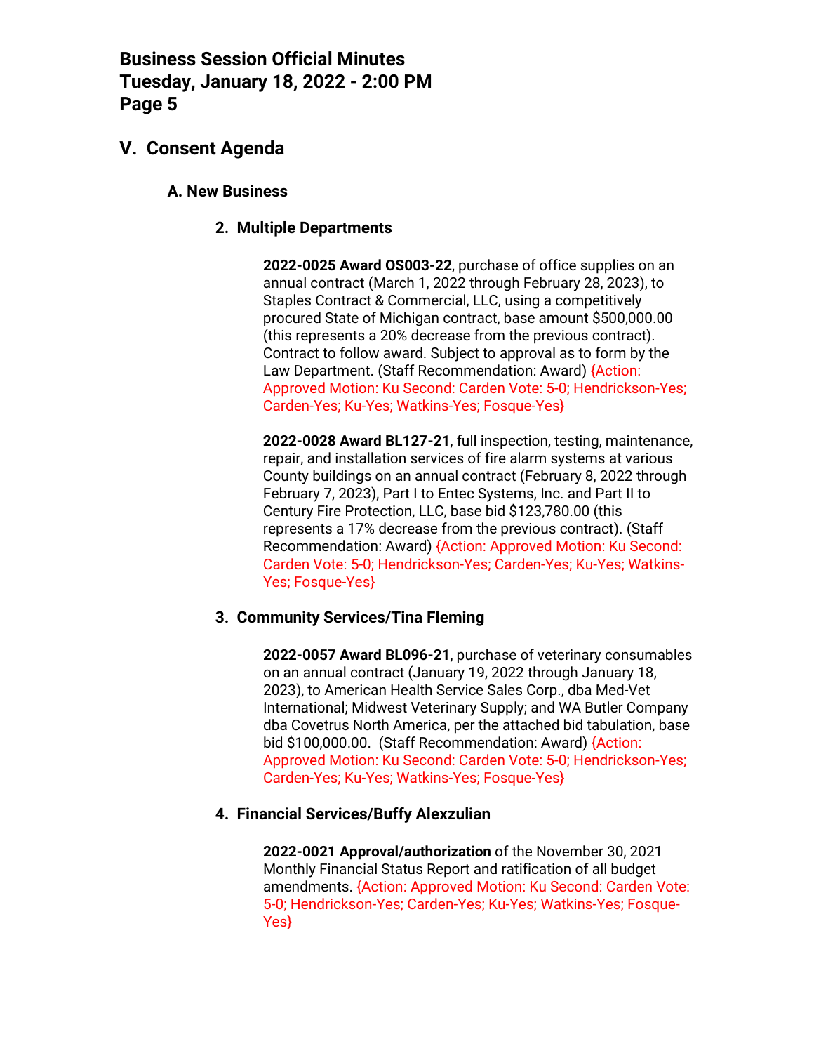## V. Consent Agenda

### A. New Business

#### 2. Multiple Departments

**2022-0025 Award OS003-22**, purchase of office supplies on an annual contract (March 1, 2022 through February 28, 2023), to Staples Contract & Commercial, LLC, using a competitively procured State of Michigan contract, base amount $500,000.00 (this represents a 20% decrease from the previous contract). Contract to follow award. Subject to approval as to form by the Law Department. (Staff Recommendation: Award) {Action: Approved Motion: Ku Second: Carden Vote: 5-0; Hendrickson-Yes; Carden-Yes; Ku-Yes; Watkins-Yes; Fosque-Yes}

**2022-0028 Award BL127-21**, full inspection, testing, maintenance, repair, and installation services of fire alarm systems at various County buildings on an annual contract (February 8, 2022 through February 7, 2023), Part I to Entec Systems, Inc. and Part II to Century Fire Protection, LLC, base bid $123,780.00 (this represents a 17% decrease from the previous contract). (Staff Recommendation: Award) {Action: Approved Motion: Ku Second: Carden Vote: 5-0; Hendrickson-Yes; Carden-Yes; Ku-Yes; Watkins-Yes; Fosque-Yes}

#### 3. Community Services/Tina Fleming

**2022-0057 Award BL096-21**, purchase of veterinary consumables on an annual contract (January 19, 2022 through January 18, 2023), to American Health Service Sales Corp., dba Med-Vet International; Midwest Veterinary Supply; and WA Butler Company dba Covetrus North America, per the attached bid tabulation, base bid $100,000.00. (Staff Recommendation: Award) {Action: Approved Motion: Ku Second: Carden Vote: 5-0; Hendrickson-Yes; Carden-Yes; Ku-Yes; Watkins-Yes; Fosque-Yes}

#### 4. Financial Services/Buffy Alexzulian

**2022-0021 Approval/authorization** of the November 30, 2021 Monthly Financial Status Report and ratification of all budget amendments. {Action: Approved Motion: Ku Second: Carden Vote: 5-0; Hendrickson-Yes; Carden-Yes; Ku-Yes; Watkins-Yes; Fosque-Yes}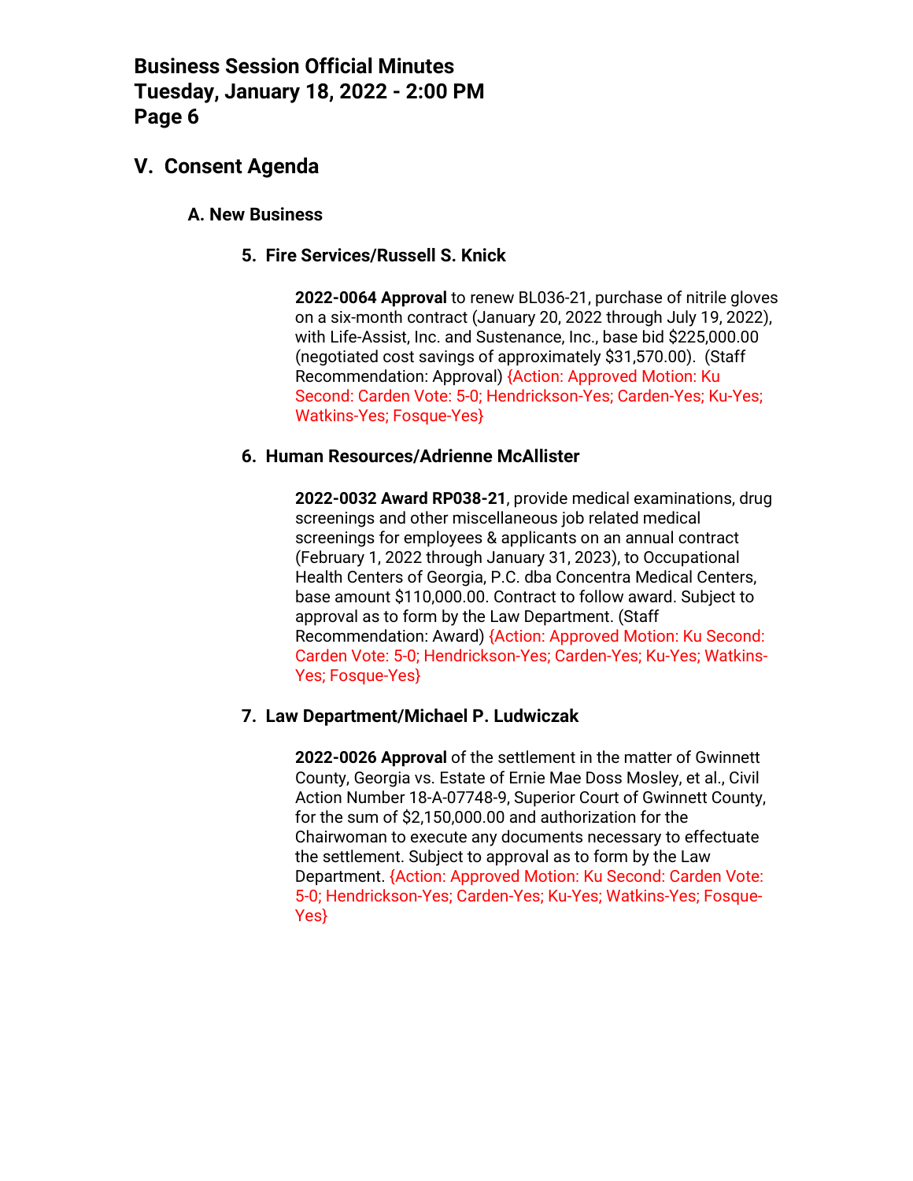## V. Consent Agenda

### A. New Business

#### 5. Fire Services/Russell S. Knick

**2022-0064 Approval** to renew BL036-21, purchase of nitrile gloves on a six-month contract (January 20, 2022 through July 19, 2022), with Life-Assist, Inc. and Sustenance, Inc., base bid $225,000.00 (negotiated cost savings of approximately $31,570.00). (Staff Recommendation: Approval) {Action: Approved Motion: Ku Second: Carden Vote: 5-0; Hendrickson-Yes; Carden-Yes; Ku-Yes; Watkins-Yes; Fosque-Yes}

#### 6. Human Resources/Adrienne McAllister

**2022-0032 Award RP038-21**, provide medical examinations, drug screenings and other miscellaneous job related medical screenings for employees & applicants on an annual contract (February 1, 2022 through January 31, 2023), to Occupational Health Centers of Georgia, P.C. dba Concentra Medical Centers, base amount $110,000.00. Contract to follow award. Subject to approval as to form by the Law Department. (Staff Recommendation: Award) {Action: Approved Motion: Ku Second: Carden Vote: 5-0; Hendrickson-Yes; Carden-Yes; Ku-Yes; Watkins-Yes; Fosque-Yes}

#### 7. Law Department/Michael P. Ludwiczak

**2022-0026 Approval** of the settlement in the matter of Gwinnett County, Georgia vs. Estate of Ernie Mae Doss Mosley, et al., Civil Action Number 18-A-07748-9, Superior Court of Gwinnett County, for the sum of $2,150,000.00 and authorization for the Chairwoman to execute any documents necessary to effectuate the settlement. Subject to approval as to form by the Law Department. {Action: Approved Motion: Ku Second: Carden Vote: 5-0; Hendrickson-Yes; Carden-Yes; Ku-Yes; Watkins-Yes; Fosque-Yes}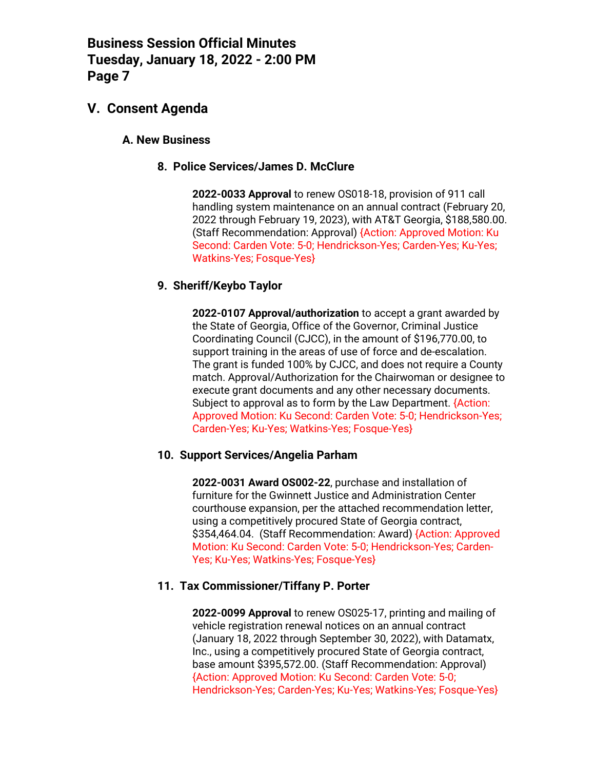## V. Consent Agenda

### A. New Business

#### 8. Police Services/James D. McClure

**2022-0033 Approval** to renew OS018-18, provision of 911 call handling system maintenance on an annual contract (February 20, 2022 through February 19, 2023), with AT&T Georgia, $188,580.00. (Staff Recommendation: Approval) {Action: Approved Motion: Ku Second: Carden Vote: 5-0; Hendrickson-Yes; Carden-Yes; Ku-Yes; Watkins-Yes; Fosque-Yes}

#### 9. Sheriff/Keybo Taylor

**2022-0107 Approval/authorization** to accept a grant awarded by the State of Georgia, Office of the Governor, Criminal Justice Coordinating Council (CJCC), in the amount of $196,770.00, to support training in the areas of use of force and de-escalation. The grant is funded 100% by CJCC, and does not require a County match. Approval/Authorization for the Chairwoman or designee to execute grant documents and any other necessary documents. Subject to approval as to form by the Law Department. {Action: Approved Motion: Ku Second: Carden Vote: 5-0; Hendrickson-Yes; Carden-Yes; Ku-Yes; Watkins-Yes; Fosque-Yes}

#### 10. Support Services/Angelia Parham

**2022-0031 Award OS002-22**, purchase and installation of furniture for the Gwinnett Justice and Administration Center courthouse expansion, per the attached recommendation letter, using a competitively procured State of Georgia contract, $354,464.04. (Staff Recommendation: Award) {Action: Approved Motion: Ku Second: Carden Vote: 5-0; Hendrickson-Yes; Carden-Yes; Ku-Yes; Watkins-Yes; Fosque-Yes}

#### 11. Tax Commissioner/Tiffany P. Porter

**2022-0099 Approval** to renew OS025-17, printing and mailing of vehicle registration renewal notices on an annual contract (January 18, 2022 through September 30, 2022), with Datamatx, Inc., using a competitively procured State of Georgia contract, base amount $395,572.00. (Staff Recommendation: Approval) {Action: Approved Motion: Ku Second: Carden Vote: 5-0; Hendrickson-Yes; Carden-Yes; Ku-Yes; Watkins-Yes; Fosque-Yes}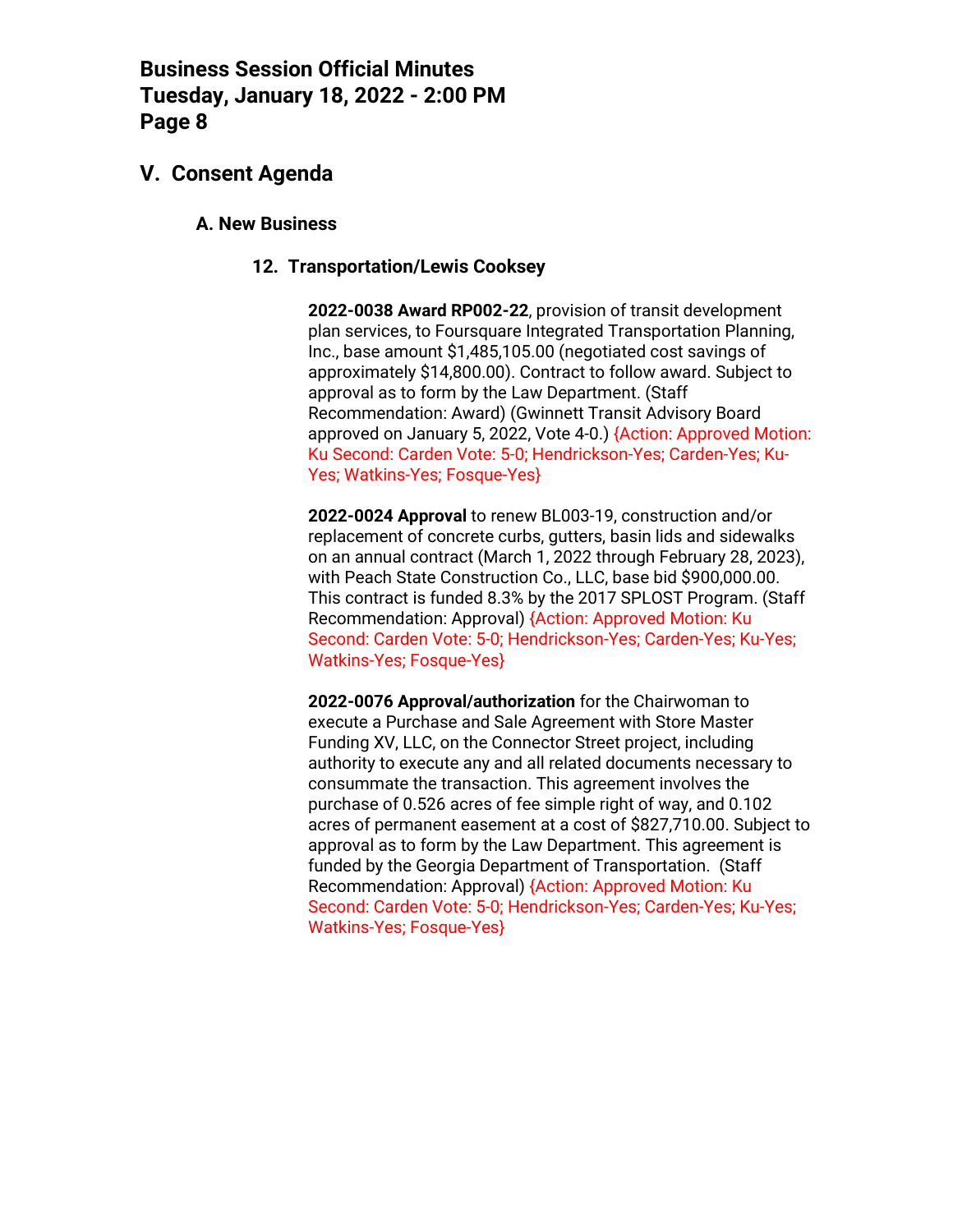## V. Consent Agenda

### A. New Business

#### 12. Transportation/Lewis Cooksey

**2022-0038 Award RP002-22**, provision of transit development plan services, to Foursquare Integrated Transportation Planning, Inc., base amount $1,485,105.00 (negotiated cost savings of approximately $14,800.00). Contract to follow award. Subject to approval as to form by the Law Department. (Staff Recommendation: Award) (Gwinnett Transit Advisory Board approved on January 5, 2022, Vote 4-0.) {Action: Approved Motion: Ku Second: Carden Vote: 5-0; Hendrickson-Yes; Carden-Yes; Ku-Yes; Watkins-Yes; Fosque-Yes}

**2022-0024 Approval** to renew BL003-19, construction and/or replacement of concrete curbs, gutters, basin lids and sidewalks on an annual contract (March 1, 2022 through February 28, 2023), with Peach State Construction Co., LLC, base bid $900,000.00. This contract is funded 8.3% by the 2017 SPLOST Program. (Staff Recommendation: Approval) {Action: Approved Motion: Ku Second: Carden Vote: 5-0; Hendrickson-Yes; Carden-Yes; Ku-Yes; Watkins-Yes; Fosque-Yes}

**2022-0076 Approval/authorization** for the Chairwoman to execute a Purchase and Sale Agreement with Store Master Funding XV, LLC, on the Connector Street project, including authority to execute any and all related documents necessary to consummate the transaction. This agreement involves the purchase of 0.526 acres of fee simple right of way, and 0.102 acres of permanent easement at a cost of $827,710.00. Subject to approval as to form by the Law Department. This agreement is funded by the Georgia Department of Transportation. (Staff Recommendation: Approval) {Action: Approved Motion: Ku Second: Carden Vote: 5-0; Hendrickson-Yes; Carden-Yes; Ku-Yes; Watkins-Yes; Fosque-Yes}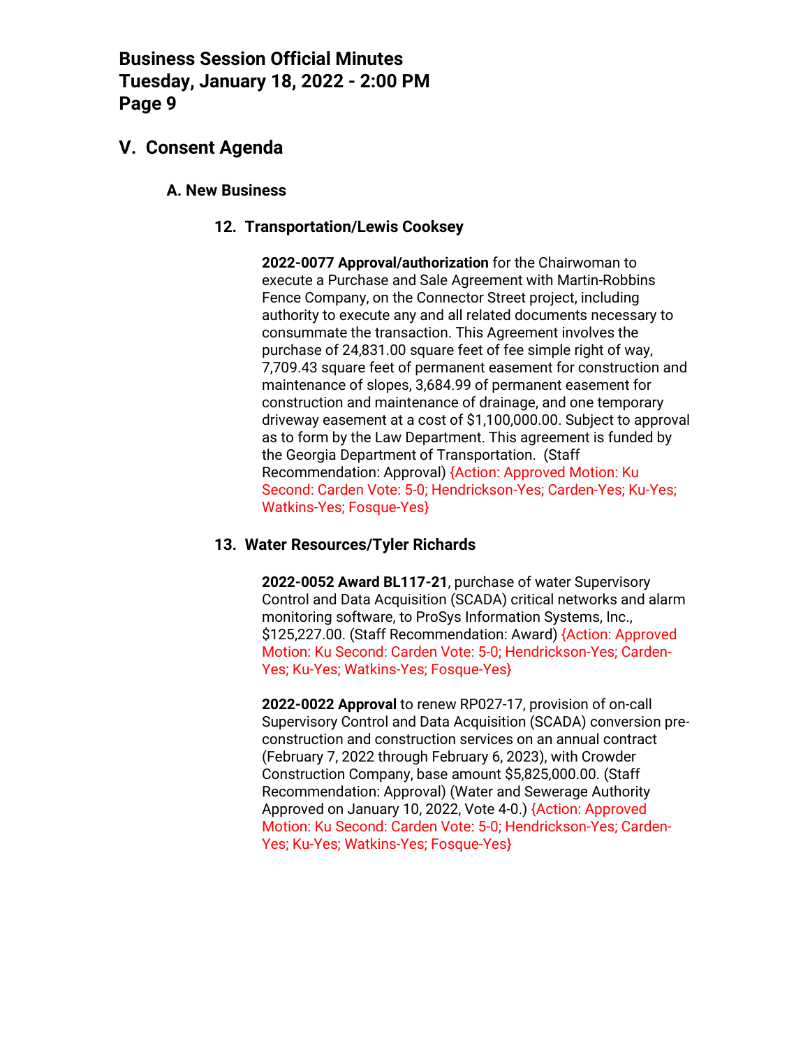## V. Consent Agenda

### A. New Business

#### 12. Transportation/Lewis Cooksey

**2022-0077 Approval/authorization** for the Chairwoman to execute a Purchase and Sale Agreement with Martin-Robbins Fence Company, on the Connector Street project, including authority to execute any and all related documents necessary to consummate the transaction. This Agreement involves the purchase of 24,831.00 square feet of fee simple right of way, 7,709.43 square feet of permanent easement for construction and maintenance of slopes, 3,684.99 of permanent easement for construction and maintenance of drainage, and one temporary driveway easement at a cost of $1,100,000.00. Subject to approval as to form by the Law Department. This agreement is funded by the Georgia Department of Transportation. (Staff Recommendation: Approval) {Action: Approved Motion: Ku Second: Carden Vote: 5-0; Hendrickson-Yes; Carden-Yes; Ku-Yes; Watkins-Yes; Fosque-Yes}

#### 13. Water Resources/Tyler Richards

**2022-0052 Award BL117-21**, purchase of water Supervisory Control and Data Acquisition (SCADA) critical networks and alarm monitoring software, to ProSys Information Systems, Inc., $125,227.00. (Staff Recommendation: Award) {Action: Approved Motion: Ku Second: Carden Vote: 5-0; Hendrickson-Yes; Carden-Yes; Ku-Yes; Watkins-Yes; Fosque-Yes}

**2022-0022 Approval** to renew RP027-17, provision of on-call Supervisory Control and Data Acquisition (SCADA) conversion pre-construction and construction services on an annual contract (February 7, 2022 through February 6, 2023), with Crowder Construction Company, base amount $5,825,000.00. (Staff Recommendation: Approval) (Water and Sewerage Authority Approved on January 10, 2022, Vote 4-0.) {Action: Approved Motion: Ku Second: Carden Vote: 5-0; Hendrickson-Yes; Carden-Yes; Ku-Yes; Watkins-Yes; Fosque-Yes}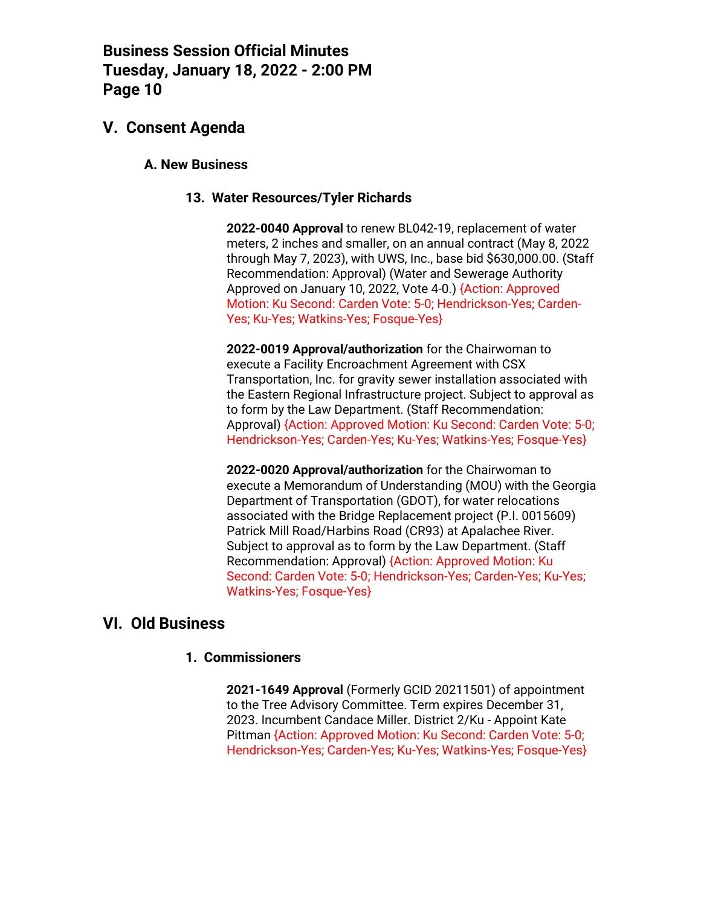## V. Consent Agenda

### A. New Business

#### 13. Water Resources/Tyler Richards

**2022-0040 Approval** to renew BL042-19, replacement of water meters, 2 inches and smaller, on an annual contract (May 8, 2022 through May 7, 2023), with UWS, Inc., base bid $630,000.00. (Staff Recommendation: Approval) (Water and Sewerage Authority Approved on January 10, 2022, Vote 4-0.) {Action: Approved Motion: Ku Second: Carden Vote: 5-0; Hendrickson-Yes; Carden-Yes; Ku-Yes; Watkins-Yes; Fosque-Yes}

**2022-0019 Approval/authorization** for the Chairwoman to execute a Facility Encroachment Agreement with CSX Transportation, Inc. for gravity sewer installation associated with the Eastern Regional Infrastructure project. Subject to approval as to form by the Law Department. (Staff Recommendation: Approval) {Action: Approved Motion: Ku Second: Carden Vote: 5-0; Hendrickson-Yes; Carden-Yes; Ku-Yes; Watkins-Yes; Fosque-Yes}

**2022-0020 Approval/authorization** for the Chairwoman to execute a Memorandum of Understanding (MOU) with the Georgia Department of Transportation (GDOT), for water relocations associated with the Bridge Replacement project (P.I. 0015609) Patrick Mill Road/Harbins Road (CR93) at Apalachee River. Subject to approval as to form by the Law Department. (Staff Recommendation: Approval) {Action: Approved Motion: Ku Second: Carden Vote: 5-0; Hendrickson-Yes; Carden-Yes; Ku-Yes; Watkins-Yes; Fosque-Yes}

## VI. Old Business

#### 1. Commissioners

**2021-1649 Approval** (Formerly GCID 20211501) of appointment to the Tree Advisory Committee. Term expires December 31, 2023. Incumbent Candace Miller. District 2/Ku - Appoint Kate Pittman {Action: Approved Motion: Ku Second: Carden Vote: 5-0; Hendrickson-Yes; Carden-Yes; Ku-Yes; Watkins-Yes; Fosque-Yes}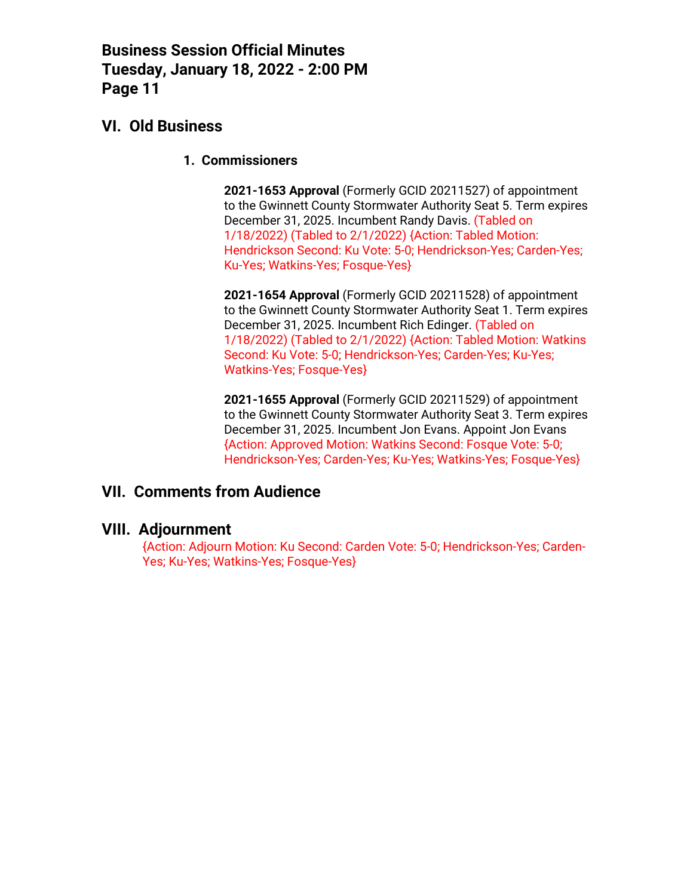## VI. Old Business

### 1. Commissioners

**2021-1653 Approval** (Formerly GCID 20211527) of appointment to the Gwinnett County Stormwater Authority Seat 5. Term expires December 31, 2025. Incumbent Randy Davis. (Tabled on 1/18/2022) (Tabled to 2/1/2022) {Action: Tabled Motion: Hendrickson Second: Ku Vote: 5-0; Hendrickson-Yes; Carden-Yes; Ku-Yes; Watkins-Yes; Fosque-Yes}

**2021-1654 Approval** (Formerly GCID 20211528) of appointment to the Gwinnett County Stormwater Authority Seat 1. Term expires December 31, 2025. Incumbent Rich Edinger. (Tabled on 1/18/2022) (Tabled to 2/1/2022) {Action: Tabled Motion: Watkins Second: Ku Vote: 5-0; Hendrickson-Yes; Carden-Yes; Ku-Yes; Watkins-Yes; Fosque-Yes}

**2021-1655 Approval** (Formerly GCID 20211529) of appointment to the Gwinnett County Stormwater Authority Seat 3. Term expires December 31, 2025. Incumbent Jon Evans. Appoint Jon Evans {Action: Approved Motion: Watkins Second: Fosque Vote: 5-0; Hendrickson-Yes; Carden-Yes; Ku-Yes; Watkins-Yes; Fosque-Yes}

## VII. Comments from Audience

## VIII. Adjournment

{Action: Adjourn Motion: Ku Second: Carden Vote: 5-0; Hendrickson-Yes; Carden-Yes; Ku-Yes; Watkins-Yes; Fosque-Yes}